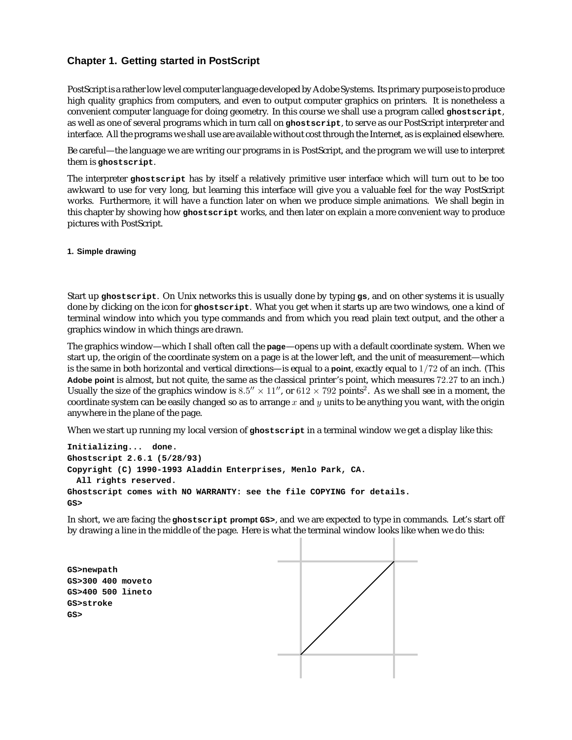## Chapter 1. Getting started in PostScript

PostScript is a rather low level computer language developed by Adobe Systems. Its primary purpose is to produce high quality graphics from computers, and even to output computer graphics on printers. It is nonetheless a convenient computer language for doing geometry. In this course we shall use a program called **`ghostscript`**, as well as one of several programs which in turn call on **`ghostscript`**, to serve as our PostScript interpreter and interface. All the programs we shall use are available without cost through the Internet, as is explained elsewhere.

Be careful—the language we are writing our programs in is PostScript, and the program we will use to interpret them is **`ghostscript`**.

The interpreter **`ghostscript`** has by itself a relatively primitive user interface which will turn out to be too awkward to use for very long, but learning this interface will give you a valuable feel for the way PostScript works. Furthermore, it will have a function later on when we produce simple animations. We shall begin in this chapter by showing how **`ghostscript`** works, and then later on explain a more convenient way to produce pictures with PostScript.

### 1. Simple drawing

Start up **`ghostscript`**. On Unix networks this is usually done by typing **`gs`**, and on other systems it is usually done by clicking on the icon for **`ghostscript`**. What you get when it starts up are two windows, one a kind of terminal window into which you type commands and from which you read plain text output, and the other a graphics window in which things are drawn.

The graphics window—which I shall often call the **page**—opens up with a default coordinate system. When we start up, the origin of the coordinate system on a page is at the lower left, and the unit of measurement—which is the same in both horizontal and vertical directions—is equal to a **point**, exactly equal to $1/72$ of an inch. (This **Adobe point** is almost, but not quite, the same as the classical printer's point, which measures $72.27$ to an inch.) Usually the size of the graphics window is $8.5'' \times 11''$, or $612 \times 792$ points$^2$. As we shall see in a moment, the coordinate system can be easily changed so as to arrange $x$ and $y$ units to be anything you want, with the origin anywhere in the plane of the page.

When we start up running my local version of **`ghostscript`** in a terminal window we get a display like this:

```
Initializing...  done.
Ghostscript 2.6.1 (5/28/93)
Copyright (C) 1990-1993 Aladdin Enterprises, Menlo Park, CA.
  All rights reserved.
Ghostscript comes with NO WARRANTY: see the file COPYING for details.
GS>
```

In short, we are facing the **`ghostscript` prompt `GS>`**, and we are expected to type in commands. Let's start off by drawing a line in the middle of the page. Here is what the terminal window looks like when we do this:

```
GS>newpath
GS>300 400 moveto
GS>400 500 lineto
GS>stroke
GS>
```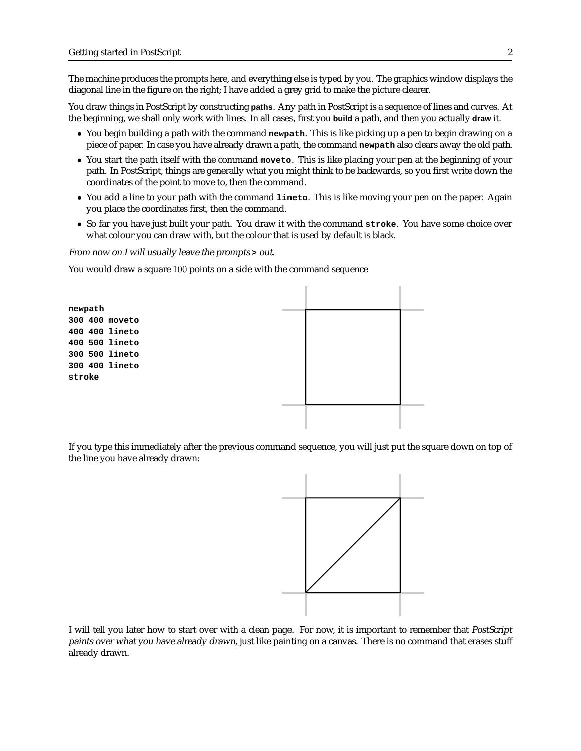The machine produces the prompts here, and everything else is typed by you. The graphics window displays the diagonal line in the figure on the right; I have added a grey grid to make the picture clearer.

You draw things in PostScript by constructing **paths**. Any path in PostScript is a sequence of lines and curves. At the beginning, we shall only work with lines. In all cases, first you **build** a path, and then you actually **draw** it.

- You begin building a path with the command **newpath**. This is like picking up a pen to begin drawing on a piece of paper. In case you have already drawn a path, the command **newpath** also clears away the old path.
- You start the path itself with the command **moveto**. This is like placing your pen at the beginning of your path. In PostScript, things are generally what you might think to be backwards, so you first write down the coordinates of the point to move to, then the command.
- You add a line to your path with the command **lineto**. This is like moving your pen on the paper. Again you place the coordinates first, then the command.
- So far you have just built your path. You draw it with the command **stroke**. You have some choice over what colour you can draw with, but the colour that is used by default is black.

*From now on I will usually leave the prompts* **>** *out.*

You would draw a square 100 points on a side with the command sequence

```
newpath
300 400 moveto
400 400 lineto
400 500 lineto
300 500 lineto
300 400 lineto
stroke
```

If you type this immediately after the previous command sequence, you will just put the square down on top of the line you have already drawn:

I will tell you later how to start over with a clean page. For now, it is important to remember that *PostScript paints over what you have already drawn*, just like painting on a canvas. There is no command that erases stuff already drawn.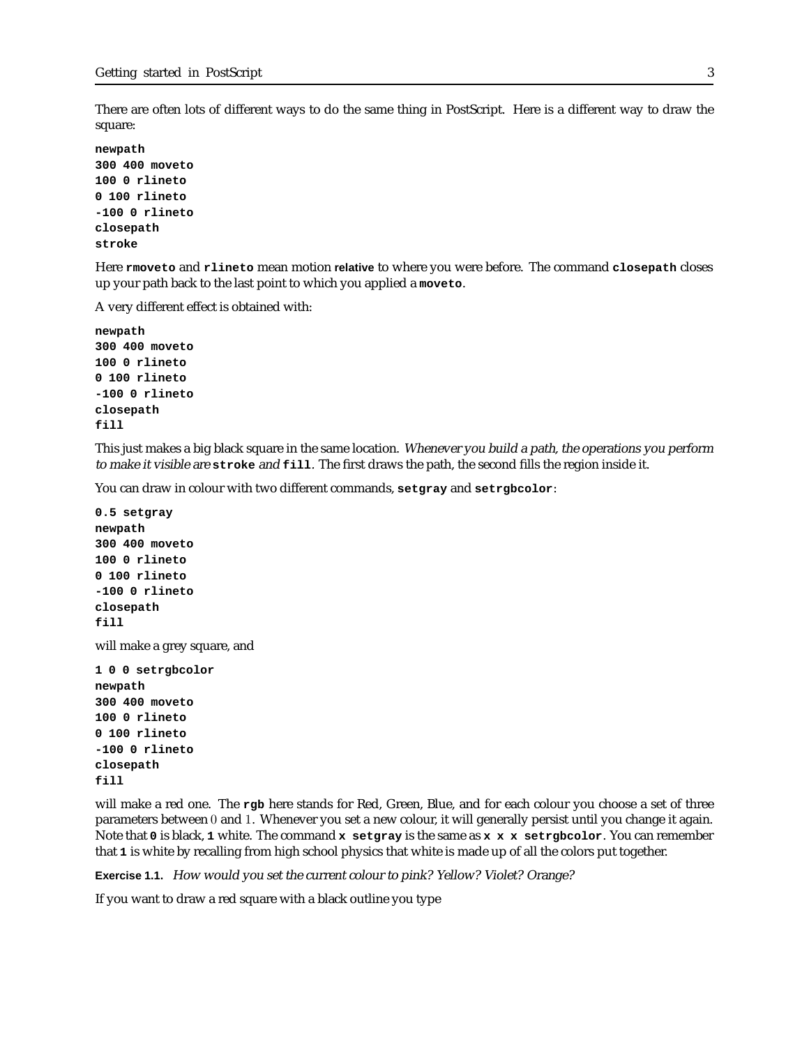There are often lots of different ways to do the same thing in PostScript. Here is a different way to draw the square:

```
newpath
300 400 moveto
100 0 rlineto
0 100 rlineto
-100 0 rlineto
closepath
stroke
```

Here **rmoveto** and **rlineto** mean motion **relative** to where you were before. The command **closepath** closes up your path back to the last point to which you applied a **moveto**.

A very different effect is obtained with:

```
newpath
300 400 moveto
100 0 rlineto
0 100 rlineto
-100 0 rlineto
closepath
fill
```

This just makes a big black square in the same location. *Whenever you build a path, the operations you perform to make it visible are* **stroke** *and* **fill**. The first draws the path, the second fills the region inside it.

You can draw in colour with two different commands, **setgray** and **setrgbcolor**:

```
0.5 setgray
newpath
300 400 moveto
100 0 rlineto
0 100 rlineto
-100 0 rlineto
closepath
fill
```

will make a grey square, and

```
1 0 0 setrgbcolor
newpath
300 400 moveto
100 0 rlineto
0 100 rlineto
-100 0 rlineto
closepath
fill
```

will make a red one. The **rgb** here stands for Red, Green, Blue, and for each colour you choose a set of three parameters between 0 and 1. Whenever you set a new colour, it will generally persist until you change it again. Note that **0** is black, **1** white. The command **x setgray** is the same as **x x x setrgbcolor**. You can remember that **1** is white by recalling from high school physics that white is made up of all the colors put together.

**Exercise 1.1.** *How would you set the current colour to pink? Yellow? Violet? Orange?*

If you want to draw a red square with a black outline you type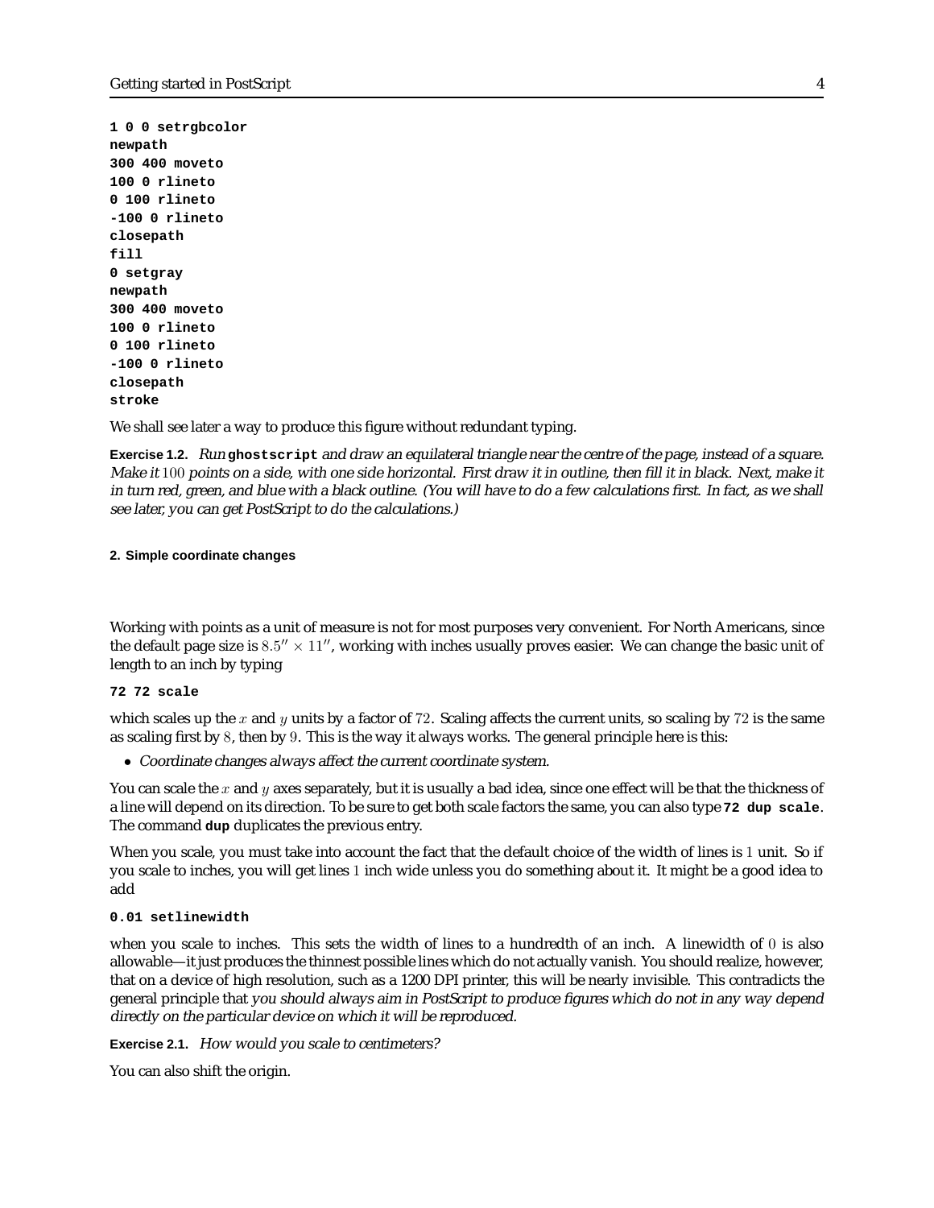```
1 0 0 setrgbcolor
newpath
300 400 moveto
100 0 rlineto
0 100 rlineto
-100 0 rlineto
closepath
fill
0 setgray
newpath
300 400 moveto
100 0 rlineto
0 100 rlineto
-100 0 rlineto
closepath
stroke
```

We shall see later a way to produce this figure without redundant typing.

**Exercise 1.2.** *Run* **ghostscript** *and draw an equilateral triangle near the centre of the page, instead of a square. Make it $100$ points on a side, with one side horizontal. First draw it in outline, then fill it in black. Next, make it in turn red, green, and blue with a black outline. (You will have to do a few calculations first. In fact, as we shall see later, you can get PostScript to do the calculations.)*

## 2. Simple coordinate changes

Working with points as a unit of measure is not for most purposes very convenient. For North Americans, since the default page size is $8.5'' \times 11''$, working with inches usually proves easier. We can change the basic unit of length to an inch by typing

```
72 72 scale
```

which scales up the $x$ and $y$ units by a factor of $72$. Scaling affects the current units, so scaling by $72$ is the same as scaling first by $8$, then by $9$. This is the way it always works. The general principle here is this:

- *Coordinate changes always affect the current coordinate system.*

You can scale the $x$ and $y$ axes separately, but it is usually a bad idea, since one effect will be that the thickness of a line will depend on its direction. To be sure to get both scale factors the same, you can also type **72 dup scale**. The command **dup** duplicates the previous entry.

When you scale, you must take into account the fact that the default choice of the width of lines is $1$ unit. So if you scale to inches, you will get lines $1$ inch wide unless you do something about it. It might be a good idea to add

```
0.01 setlinewidth
```

when you scale to inches. This sets the width of lines to a hundredth of an inch. A linewidth of $0$ is also allowable—it just produces the thinnest possible lines which do not actually vanish. You should realize, however, that on a device of high resolution, such as a 1200 DPI printer, this will be nearly invisible. This contradicts the general principle that *you should always aim in PostScript to produce figures which do not in any way depend directly on the particular device on which it will be reproduced.*

**Exercise 2.1.** *How would you scale to centimeters?*

You can also shift the origin.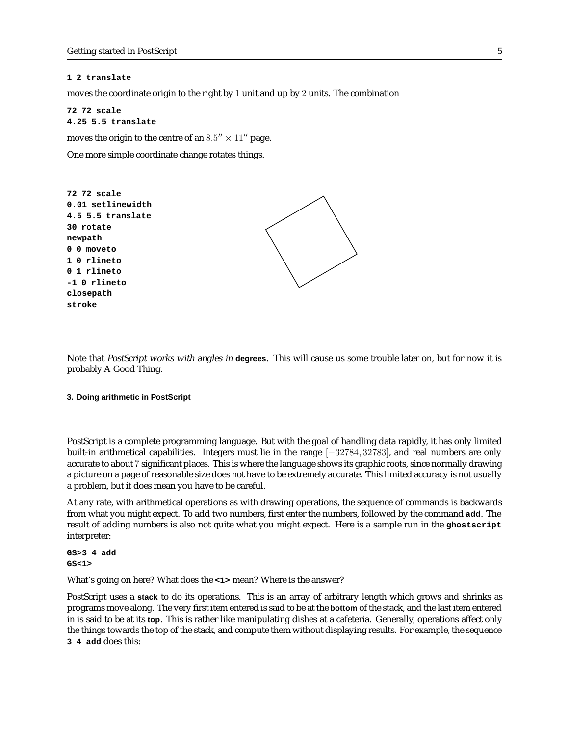```
1 2 translate
```

moves the coordinate origin to the right by $1$ unit and up by $2$ units. The combination

```
72 72 scale
4.25 5.5 translate
```

moves the origin to the centre of an $8.5'' \times 11''$ page.

One more simple coordinate change rotates things.

```
72 72 scale
0.01 setlinewidth
4.5 5.5 translate
30 rotate
newpath
0 0 moveto
1 0 rlineto
0 1 rlineto
-1 0 rlineto
closepath
stroke
```

Note that *PostScript works with angles in* **degrees**. This will cause us some trouble later on, but for now it is probably A Good Thing.

#### 3. Doing arithmetic in PostScript

PostScript is a complete programming language. But with the goal of handling data rapidly, it has only limited built-in arithmetical capabilities. Integers must lie in the range $[-32784, 32783]$, and real numbers are only accurate to about $7$ significant places. This is where the language shows its graphic roots, since normally drawing a picture on a page of reasonable size does not have to be extremely accurate. This limited accuracy is not usually a problem, but it does mean you have to be careful.

At any rate, with arithmetical operations as with drawing operations, the sequence of commands is backwards from what you might expect. To add two numbers, first enter the numbers, followed by the command `add`. The result of adding numbers is also not quite what you might expect. Here is a sample run in the `ghostscript` interpreter:

```
GS>3 4 add
GS<1>
```

What's going on here? What does the `<1>` mean? Where is the answer?

PostScript uses a **stack** to do its operations. This is an array of arbitrary length which grows and shrinks as programs move along. The very first item entered is said to be at the **bottom** of the stack, and the last item entered in is said to be at its **top**. This is rather like manipulating dishes at a cafeteria. Generally, operations affect only the things towards the top of the stack, and compute them without displaying results. For example, the sequence `3 4 add` does this: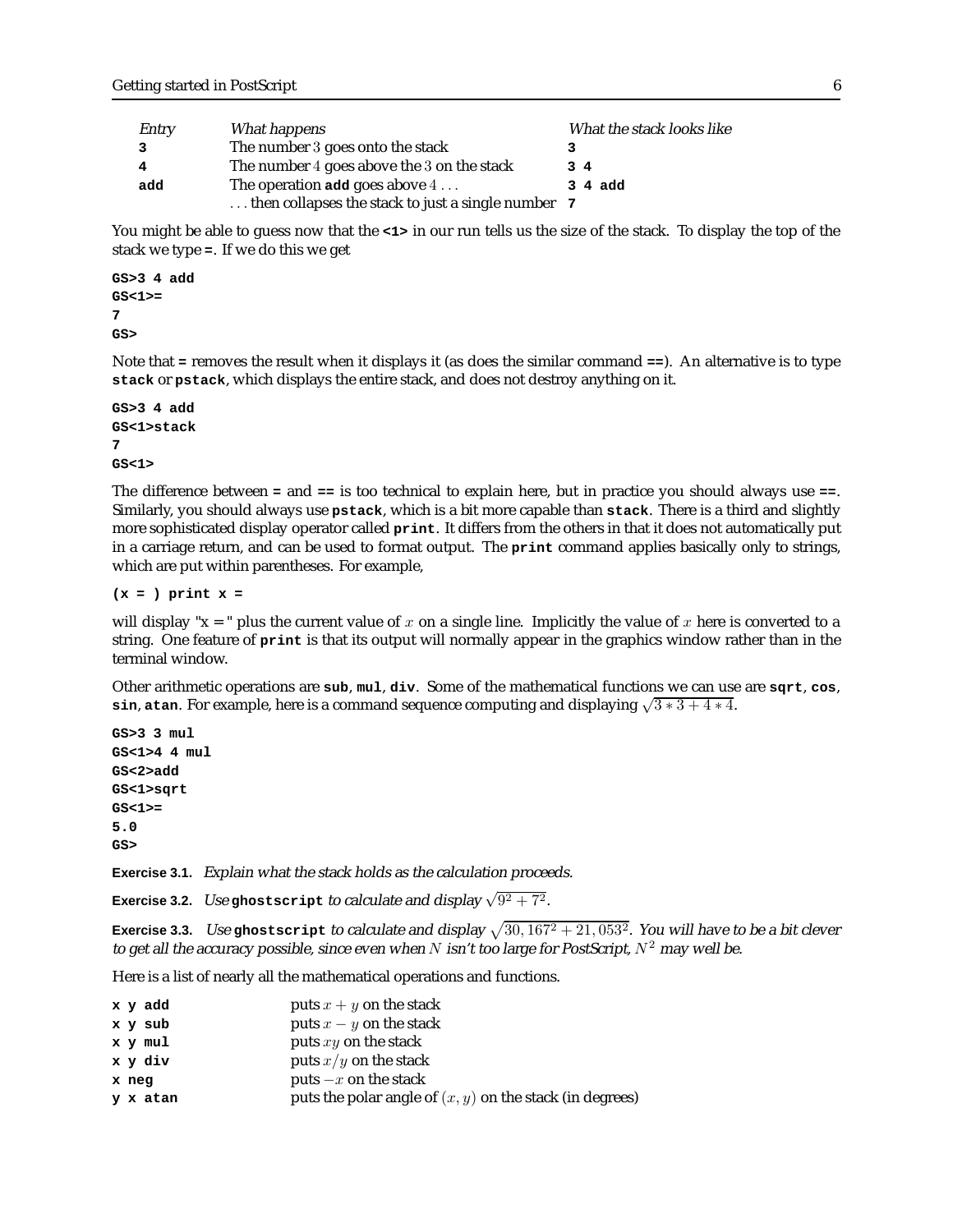| *Entry* | *What happens* | *What the stack looks like* |
|---|---|---|
| **3** | The number 3 goes onto the stack | **3** |
| **4** | The number 4 goes above the 3 on the stack | **3 4** |
| **add** | The operation **add** goes above 4 ... | **3 4 add** |
| | ... then collapses the stack to just a single number | **7** |

You might be able to guess now that the **<1>** in our run tells us the size of the stack. To display the top of the stack we type **=**. If we do this we get

```
GS>3 4 add
GS<1>=
7
GS>
```

Note that **=** removes the result when it displays it (as does the similar command **==**). An alternative is to type **stack** or **pstack**, which displays the entire stack, and does not destroy anything on it.

```
GS>3 4 add
GS<1>stack
7
GS<1>
```

The difference between **=** and **==** is too technical to explain here, but in practice you should always use **==**. Similarly, you should always use **pstack**, which is a bit more capable than **stack**. There is a third and slightly more sophisticated display operator called **print**. It differs from the others in that it does not automatically put in a carriage return, and can be used to format output. The **print** command applies basically only to strings, which are put within parentheses. For example,

```
(x = ) print x =
```

will display "x = " plus the current value of $x$ on a single line. Implicitly the value of $x$ here is converted to a string. One feature of **print** is that its output will normally appear in the graphics window rather than in the terminal window.

Other arithmetic operations are **sub**, **mul**, **div**. Some of the mathematical functions we can use are **sqrt**, **cos**, **sin**, **atan**. For example, here is a command sequence computing and displaying $\sqrt{3*3+4*4}$.

```
GS>3 3 mul
GS<1>4 4 mul
GS<2>add
GS<1>sqrt
GS<1>=
5.0
GS>
```

**Exercise 3.1.** *Explain what the stack holds as the calculation proceeds.*

**Exercise 3.2.** *Use* **ghostscript** *to calculate and display* $\sqrt{9^2+7^2}$.

**Exercise 3.3.** *Use* **ghostscript** *to calculate and display* $\sqrt{30,167^2+21,053^2}$. *You will have to be a bit clever to get all the accuracy possible, since even when $N$ isn't too large for PostScript, $N^2$ may well be.*

Here is a list of nearly all the mathematical operations and functions.

| | |
|---|---|
| **x y add** | puts $x+y$ on the stack |
| **x y sub** | puts $x-y$ on the stack |
| **x y mul** | puts $xy$ on the stack |
| **x y div** | puts $x/y$ on the stack |
| **x neg** | puts $-x$ on the stack |
| **y x atan** | puts the polar angle of $(x,y)$ on the stack (in degrees) |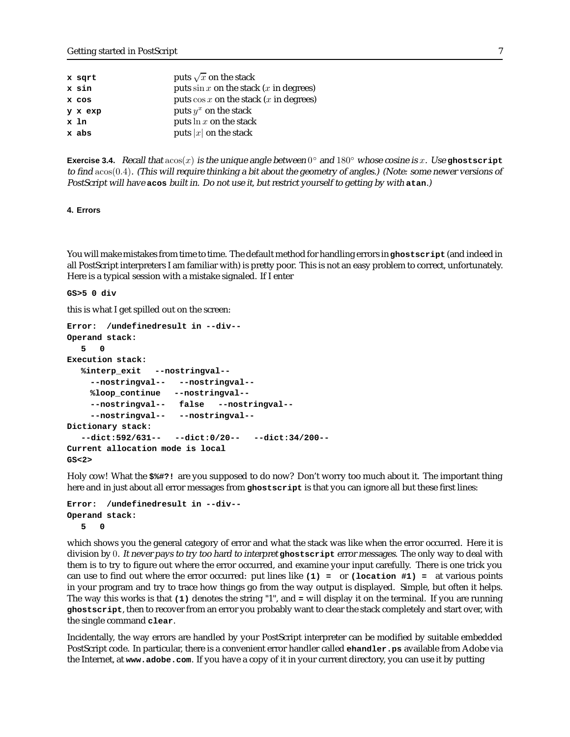| | |
|---|---|
| `x sqrt` | puts $\sqrt{x}$ on the stack |
| `x sin` | puts $\sin x$ on the stack ($x$ in degrees) |
| `x cos` | puts $\cos x$ on the stack ($x$ in degrees) |
| `y x exp` | puts $y^x$ on the stack |
| `x ln` | puts $\ln x$ on the stack |
| `x abs` | puts $|x|$ on the stack |

**Exercise 3.4.** *Recall that $\operatorname{acos}(x)$ is the unique angle between $0^\circ$ and $180^\circ$ whose cosine is $x$. Use* **ghostscript** *to find $\operatorname{acos}(0.4)$. (This will require thinking a bit about the geometry of angles.) (Note: some newer versions of PostScript will have* **acos** *built in. Do not use it, but restrict yourself to getting by with* **atan***.)*

### 4. Errors

You will make mistakes from time to time. The default method for handling errors in **ghostscript** (and indeed in all PostScript interpreters I am familiar with) is pretty poor. This is not an easy problem to correct, unfortunately. Here is a typical session with a mistake signaled. If I enter

```
GS>5 0 div
```

this is what I get spilled out on the screen:

```
Error:  /undefinedresult in --div--
Operand stack:
   5   0
Execution stack:
   %interp_exit   --nostringval--
     --nostringval--   --nostringval--
     %loop_continue   --nostringval--
     --nostringval--   false   --nostringval--
     --nostringval--   --nostringval--
Dictionary stack:
   --dict:592/631--   --dict:0/20--   --dict:34/200--
Current allocation mode is local
GS<2>
```

Holy cow! What the **$%#?!** are you supposed to do now? Don't worry too much about it. The important thing here and in just about all error messages from **ghostscript** is that you can ignore all but these first lines:

```
Error:  /undefinedresult in --div--
Operand stack:
   5   0
```

which shows you the general category of error and what the stack was like when the error occurred. Here it is division by $0$. *It never pays to try too hard to interpret* **ghostscript** *error messages.* The only way to deal with them is to try to figure out where the error occurred, and examine your input carefully. There is one trick you can use to find out where the error occurred: put lines like **(1) =** or **(location #1) =** at various points in your program and try to trace how things go from the way output is displayed. Simple, but often it helps. The way this works is that **(1)** denotes the string "1", and **=** will display it on the terminal. If you are running **ghostscript**, then to recover from an error you probably want to clear the stack completely and start over, with the single command **clear**.

Incidentally, the way errors are handled by your PostScript interpreter can be modified by suitable embedded PostScript code. In particular, there is a convenient error handler called **ehandler.ps** available from Adobe via the Internet, at **www.adobe.com**. If you have a copy of it in your current directory, you can use it by putting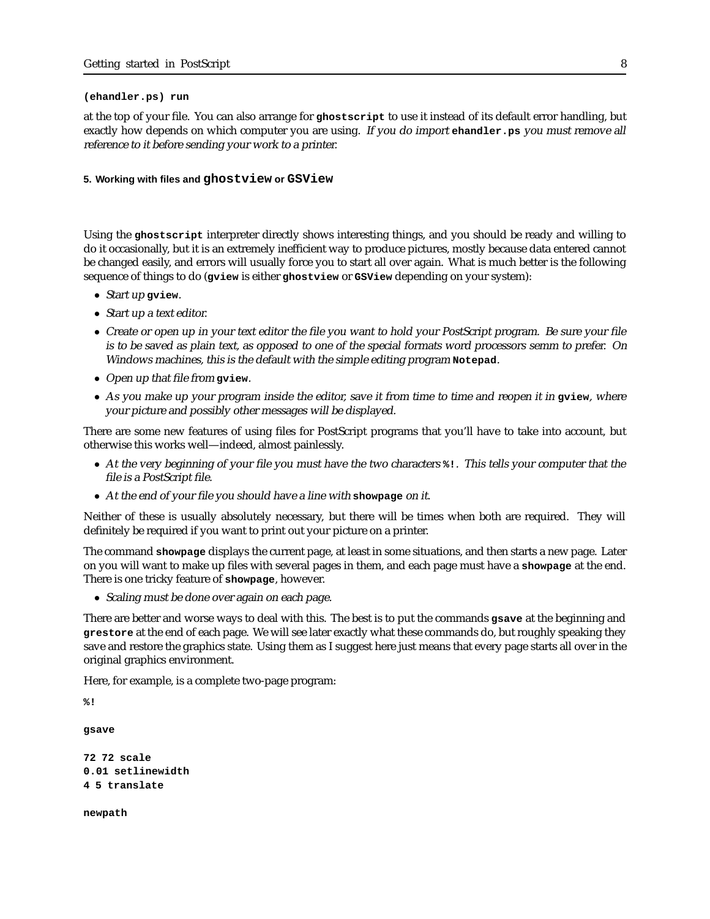```
(ehandler.ps) run
```

at the top of your file. You can also arrange for **ghostscript** to use it instead of its default error handling, but exactly how depends on which computer you are using. *If you do import* **ehandler.ps** *you must remove all reference to it before sending your work to a printer.*

### 5. Working with files and ghostview or GSView

Using the **ghostscript** interpreter directly shows interesting things, and you should be ready and willing to do it occasionally, but it is an extremely inefficient way to produce pictures, mostly because data entered cannot be changed easily, and errors will usually force you to start all over again. What is much better is the following sequence of things to do (**gview** is either **ghostview** or **GSView** depending on your system):

- *Start up* **gview**.
- *Start up a text editor.*
- *Create or open up in your text editor the file you want to hold your PostScript program. Be sure your file is to be saved as plain text, as opposed to one of the special formats word processors semm to prefer. On Windows machines, this is the default with the simple editing program* **Notepad**.
- *Open up that file from* **gview**.
- *As you make up your program inside the editor, save it from time to time and reopen it in* **gview**, *where your picture and possibly other messages will be displayed.*

There are some new features of using files for PostScript programs that you'll have to take into account, but otherwise this works well—indeed, almost painlessly.

- *At the very beginning of your file you must have the two characters* **%!**. *This tells your computer that the file is a PostScript file.*
- *At the end of your file you should have a line with* **showpage** *on it.*

Neither of these is usually absolutely necessary, but there will be times when both are required. They will definitely be required if you want to print out your picture on a printer.

The command **showpage** displays the current page, at least in some situations, and then starts a new page. Later on you will want to make up files with several pages in them, and each page must have a **showpage** at the end. There is one tricky feature of **showpage**, however.

- *Scaling must be done over again on each page.*

There are better and worse ways to deal with this. The best is to put the commands **gsave** at the beginning and **grestore** at the end of each page. We will see later exactly what these commands do, but roughly speaking they save and restore the graphics state. Using them as I suggest here just means that every page starts all over in the original graphics environment.

Here, for example, is a complete two-page program:

```
%!

gsave

72 72 scale
0.01 setlinewidth
4 5 translate

newpath
```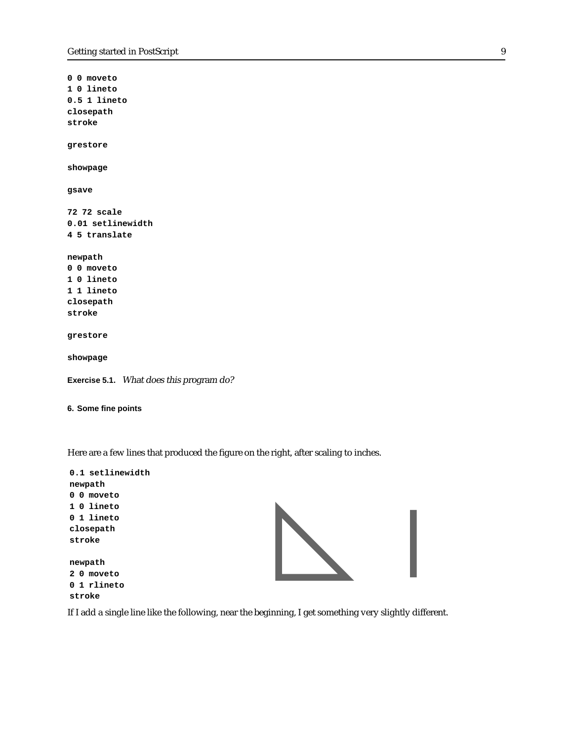```
0 0 moveto
1 0 lineto
0.5 1 lineto
closepath
stroke

grestore

showpage

gsave

72 72 scale
0.01 setlinewidth
4 5 translate

newpath
0 0 moveto
1 0 lineto
1 1 lineto
closepath
stroke

grestore

showpage
```

**Exercise 5.1.** *What does this program do?*

### 6. Some fine points

Here are a few lines that produced the figure on the right, after scaling to inches.

```
0.1 setlinewidth
newpath
0 0 moveto
1 0 lineto
0 1 lineto
closepath
stroke

newpath
2 0 moveto
0 1 rlineto
stroke
```

If I add a single line like the following, near the beginning, I get something very slightly different.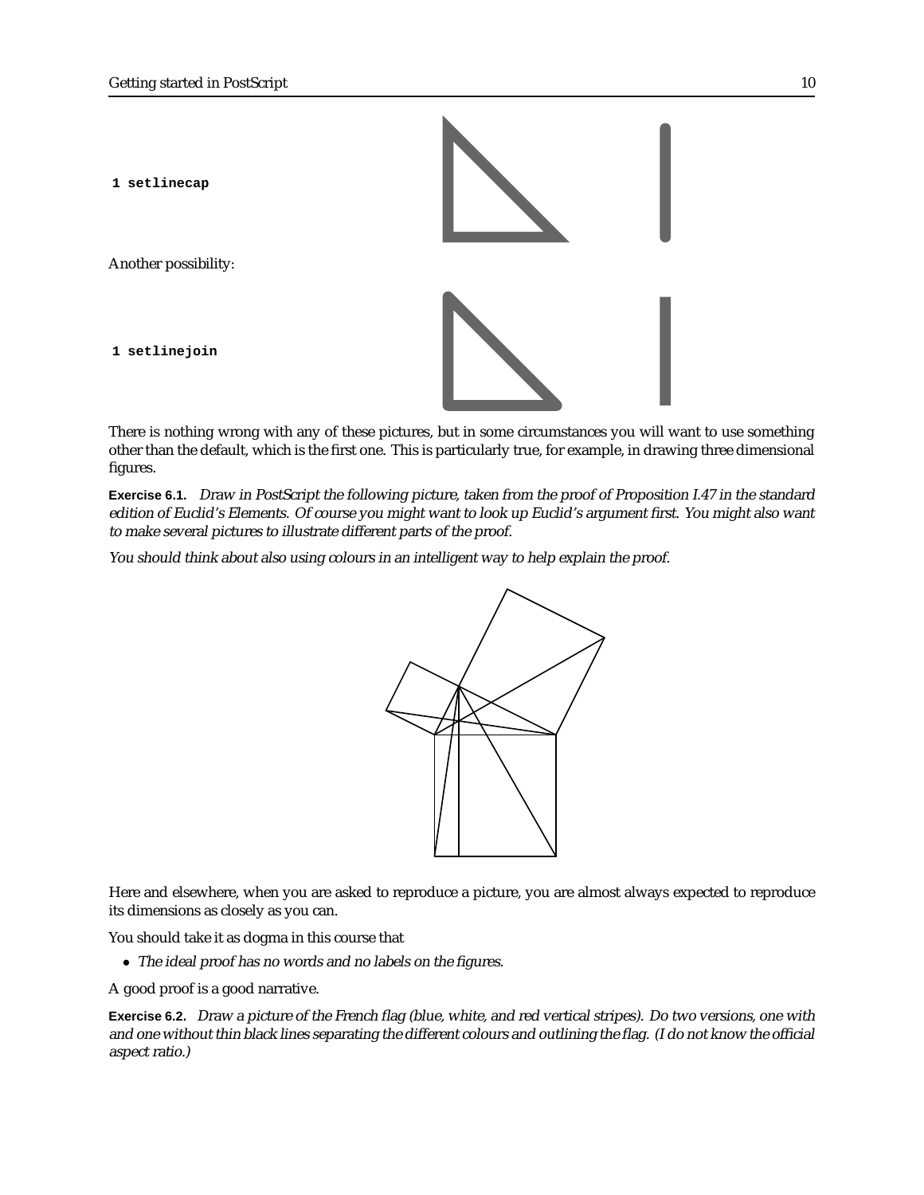```
1 setlinecap
```

Another possibility:

```
1 setlinejoin
```

There is nothing wrong with any of these pictures, but in some circumstances you will want to use something other than the default, which is the first one. This is particularly true, for example, in drawing three dimensional figures.

**Exercise 6.1.** *Draw in PostScript the following picture, taken from the proof of Proposition I.47 in the standard edition of Euclid's Elements. Of course you might want to look up Euclid's argument first. You might also want to make several pictures to illustrate different parts of the proof.*

*You should think about also using colours in an intelligent way to help explain the proof.*

Here and elsewhere, when you are asked to reproduce a picture, you are almost always expected to reproduce its dimensions as closely as you can.

You should take it as dogma in this course that

- *The ideal proof has no words and no labels on the figures.*

A good proof is a good narrative.

**Exercise 6.2.** *Draw a picture of the French flag (blue, white, and red vertical stripes). Do two versions, one with and one without thin black lines separating the different colours and outlining the flag. (I do not know the official aspect ratio.)*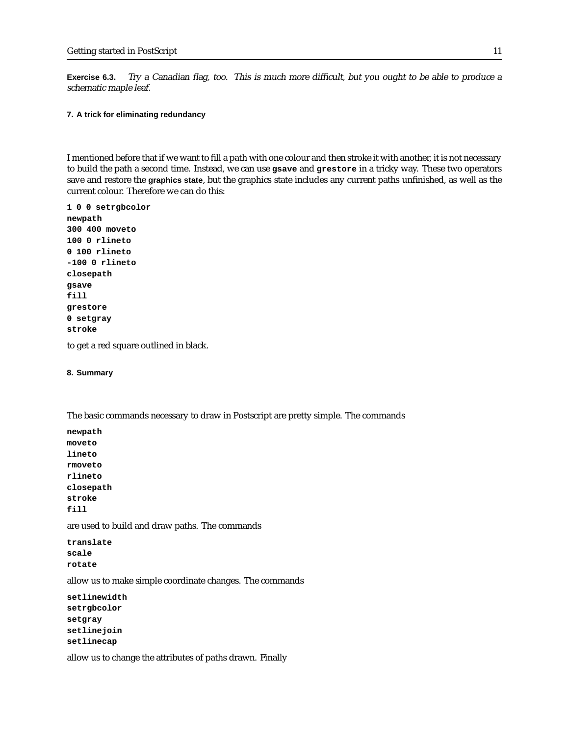**Exercise 6.3.** *Try a Canadian flag, too. This is much more difficult, but you ought to be able to produce a schematic maple leaf.*

### 7. A trick for eliminating redundancy

I mentioned before that if we want to fill a path with one colour and then stroke it with another, it is not necessary to build the path a second time. Instead, we can use **gsave** and **grestore** in a tricky way. These two operators save and restore the **graphics state**, but the graphics state includes any current paths unfinished, as well as the current colour. Therefore we can do this:

```
1 0 0 setrgbcolor
newpath
300 400 moveto
100 0 rlineto
0 100 rlineto
-100 0 rlineto
closepath
gsave
fill
grestore
0 setgray
stroke
```

to get a red square outlined in black.

### 8. Summary

The basic commands necessary to draw in Postscript are pretty simple. The commands

```
newpath
moveto
lineto
rmoveto
rlineto
closepath
stroke
fill
```

are used to build and draw paths. The commands

```
translate
scale
rotate
```

allow us to make simple coordinate changes. The commands

```
setlinewidth
setrgbcolor
setgray
setlinejoin
setlinecap
```

allow us to change the attributes of paths drawn. Finally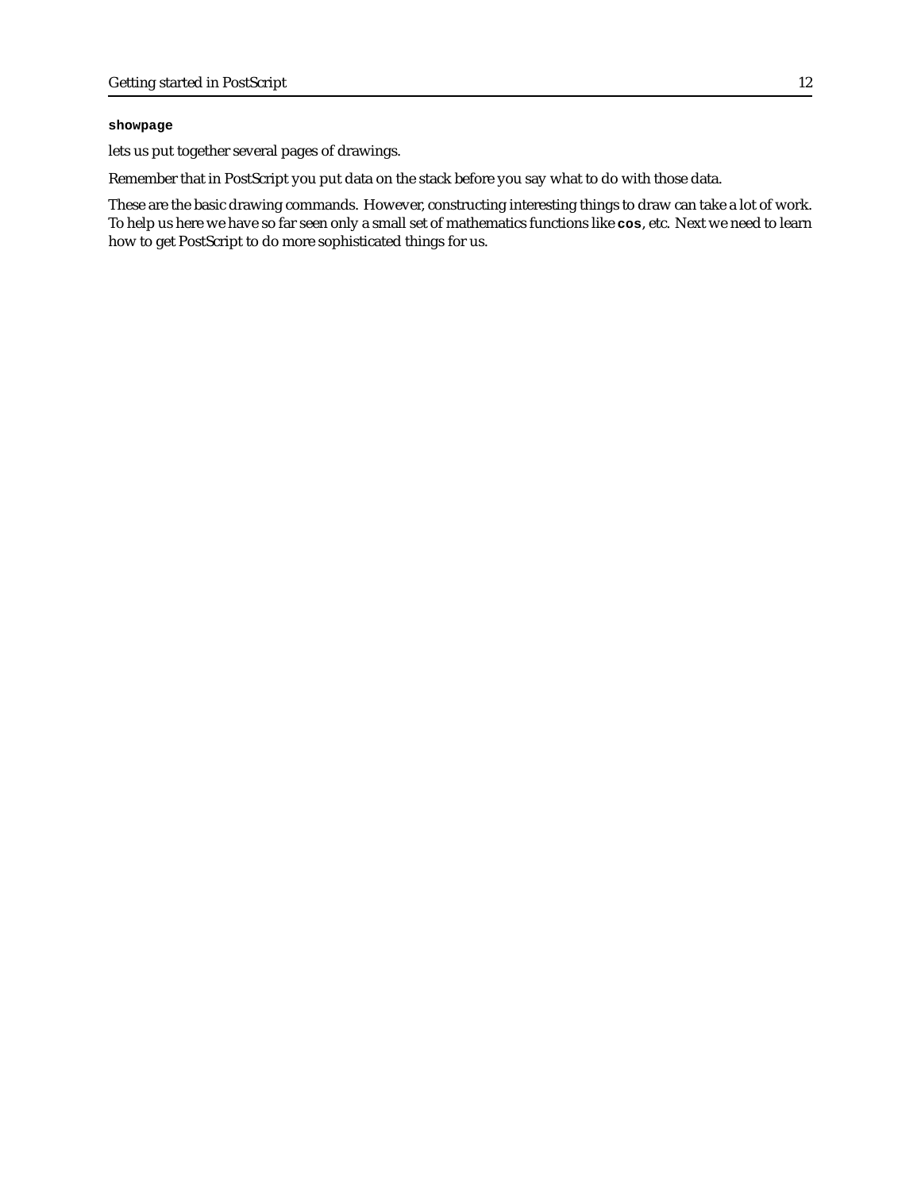```
showpage
```

lets us put together several pages of drawings.

Remember that in PostScript you put data on the stack before you say what to do with those data.

These are the basic drawing commands. However, constructing interesting things to draw can take a lot of work. To help us here we have so far seen only a small set of mathematics functions like **`cos`**, etc. Next we need to learn how to get PostScript to do more sophisticated things for us.